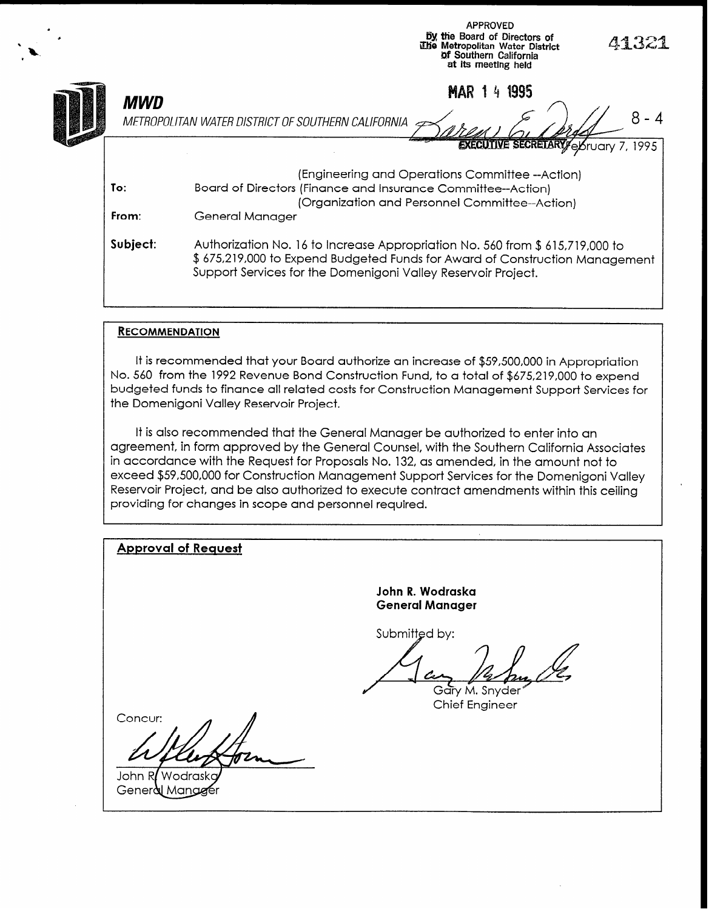APPROVED
By the Board of Directors of
The Metropolitan Water District
of Southern California
at its meeting held

MAR 14 1995

41321

**MWD**

*METROPOLITAN WATER DISTRICT OF SOUTHERN CALIFORNIA*

EXECUTIVE SECRETARY

8 - 4

February 7, 1995

**To:** (Engineering and Operations Committee --Action)
Board of Directors (Finance and Insurance Committee--Action)
(Organization and Personnel Committee--Action)

**From:** General Manager

**Subject:** Authorization No. 16 to Increase Appropriation No. 560 from $ 615,719,000 to $ 675,219,000 to Expend Budgeted Funds for Award of Construction Management Support Services for the Domenigoni Valley Reservoir Project.

**RECOMMENDATION**

It is recommended that your Board authorize an increase of $59,500,000 in Appropriation No. 560 from the 1992 Revenue Bond Construction Fund, to a total of $675,219,000 to expend budgeted funds to finance all related costs for Construction Management Support Services for the Domenigoni Valley Reservoir Project.

It is also recommended that the General Manager be authorized to enter into an agreement, in form approved by the General Counsel, with the Southern California Associates in accordance with the Request for Proposals No. 132, as amended, in the amount not to exceed $59,500,000 for Construction Management Support Services for the Domenigoni Valley Reservoir Project, and be also authorized to execute contract amendments within this ceiling providing for changes in scope and personnel required.

**Approval of Request**

**John R. Wodraska**
**General Manager**

Submitted by:

Gary M. Snyder
Chief Engineer

Concur:

John R. Wodraska
General Manager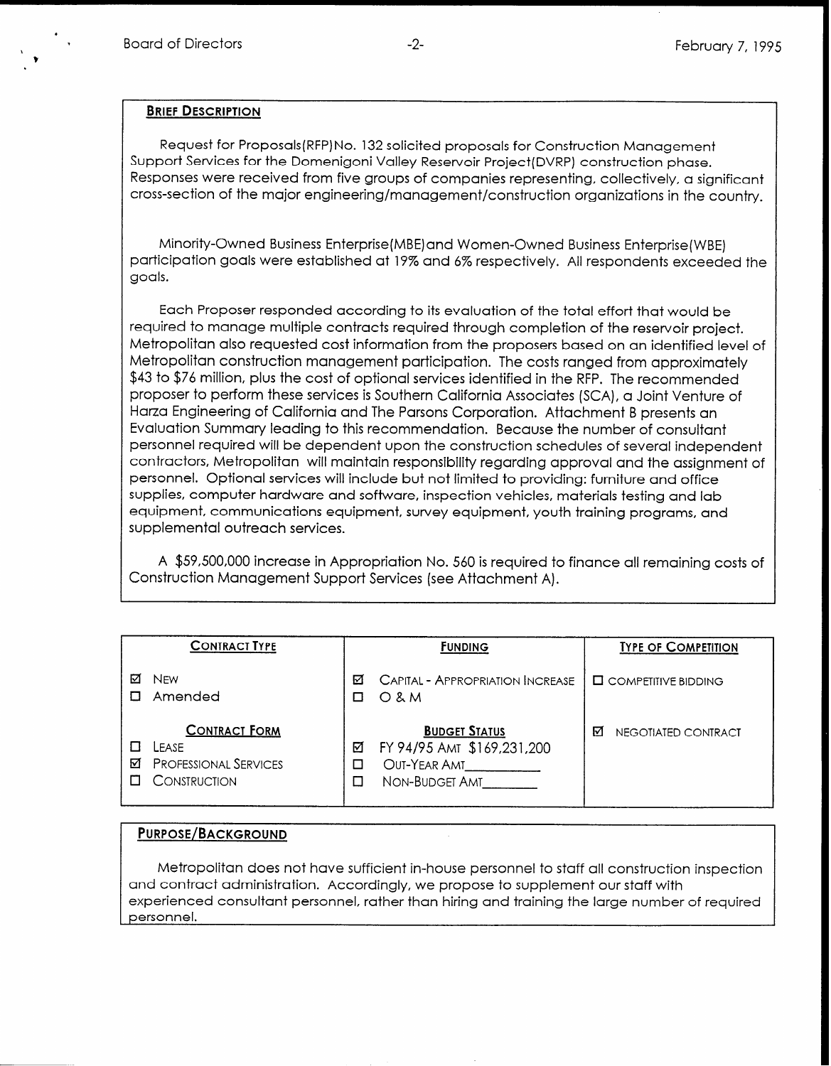## Brief Description

Request for Proposals(RFP)No. 132 solicited proposals for Construction Management Support Services for the Domenigoni Valley Reservoir Project(DVRP) construction phase. Responses were received from five groups of companies representing, collectively, a significant cross-section of the major engineering/management/construction organizations in the country.

Minority-Owned Business Enterprise(MBE)and Women-Owned Business Enterprise(WBE) participation goals were established at 19% and 6% respectively. All respondents exceeded the goals.

Each Proposer responded according to its evaluation of the total effort that would be required to manage multiple contracts required through completion of the reservoir project. Metropolitan also requested cost information from the proposers based on an identified level of Metropolitan construction management participation. The costs ranged from approximately $43 to $76 million, plus the cost of optional services identified in the RFP. The recommended proposer to perform these services is Southern California Associates (SCA), a Joint Venture of Harza Engineering of California and The Parsons Corporation. Attachment B presents an Evaluation Summary leading to this recommendation. Because the number of consultant personnel required will be dependent upon the construction schedules of several independent contractors, Metropolitan will maintain responsibility regarding approval and the assignment of personnel. Optional services will include but not limited to providing: furniture and office supplies, computer hardware and software, inspection vehicles, materials testing and lab equipment, communications equipment, survey equipment, youth training programs, and supplemental outreach services.

A $59,500,000 increase in Appropriation No. 560 is required to finance all remaining costs of Construction Management Support Services (see Attachment A).

| Contract Type | Funding | Type of Competition |
|---|---|---|
| ☑ New | ☑ Capital - Appropriation Increase | ☐ Competitive Bidding |
| ☐ Amended | ☐ O & M | |
| **Contract Form** | **Budget Status** | ☑ Negotiated Contract |
| ☐ Lease | ☑ FY 94/95 Amt $169,231,200 | |
| ☑ Professional Services | ☐ Out-Year Amt__________ | |
| ☐ Construction | ☐ Non-Budget Amt________ | |

## Purpose/Background

Metropolitan does not have sufficient in-house personnel to staff all construction inspection and contract administration. Accordingly, we propose to supplement our staff with experienced consultant personnel, rather than hiring and training the large number of required personnel.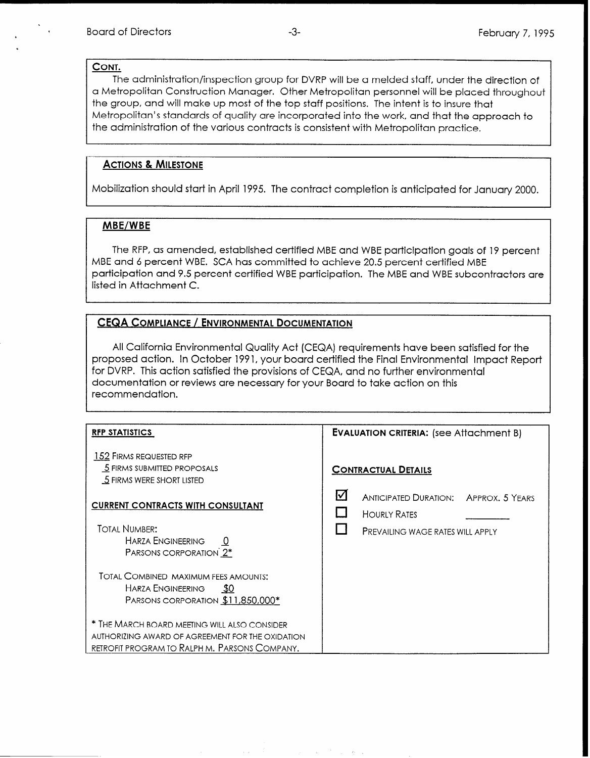**CONT.**

The administration/inspection group for DVRP will be a melded staff, under the direction of a Metropolitan Construction Manager. Other Metropolitan personnel will be placed throughout the group, and will make up most of the top staff positions. The intent is to insure that Metropolitan's standards of quality are incorporated into the work, and that the approach to the administration of the various contracts is consistent with Metropolitan practice.

**ACTIONS & MILESTONE**

Mobilization should start in April 1995. The contract completion is anticipated for January 2000.

**MBE/WBE**

The RFP, as amended, established certified MBE and WBE participation goals of 19 percent MBE and 6 percent WBE. SCA has committed to achieve 20.5 percent certified MBE participation and 9.5 percent certified WBE participation. The MBE and WBE subcontractors are listed in Attachment C.

**CEQA COMPLIANCE / ENVIRONMENTAL DOCUMENTATION**

All California Environmental Quality Act (CEQA) requirements have been satisfied for the proposed action. In October 1991, your board certified the Final Environmental Impact Report for DVRP. This action satisfied the provisions of CEQA, and no further environmental documentation or reviews are necessary for your Board to take action on this recommendation.

**RFP STATISTICS**

152 FIRMS REQUESTED RFP
5 FIRMS SUBMITTED PROPOSALS
5 FIRMS WERE SHORT LISTED

**CURRENT CONTRACTS WITH CONSULTANT**

TOTAL NUMBER:
- HARZA ENGINEERING 0
- PARSONS CORPORATION 2*

TOTAL COMBINED MAXIMUM FEES AMOUNTS:
- HARZA ENGINEERING $0
- PARSONS CORPORATION $11,850,000*

* THE MARCH BOARD MEETING WILL ALSO CONSIDER AUTHORIZING AWARD OF AGREEMENT FOR THE OXIDATION RETROFIT PROGRAM TO RALPH M. PARSONS COMPANY.

**EVALUATION CRITERIA:** (see Attachment B)

**CONTRACTUAL DETAILS**

- ☑ ANTICIPATED DURATION: APPROX. 5 YEARS
- ☐ HOURLY RATES ________
- ☐ PREVAILING WAGE RATES WILL APPLY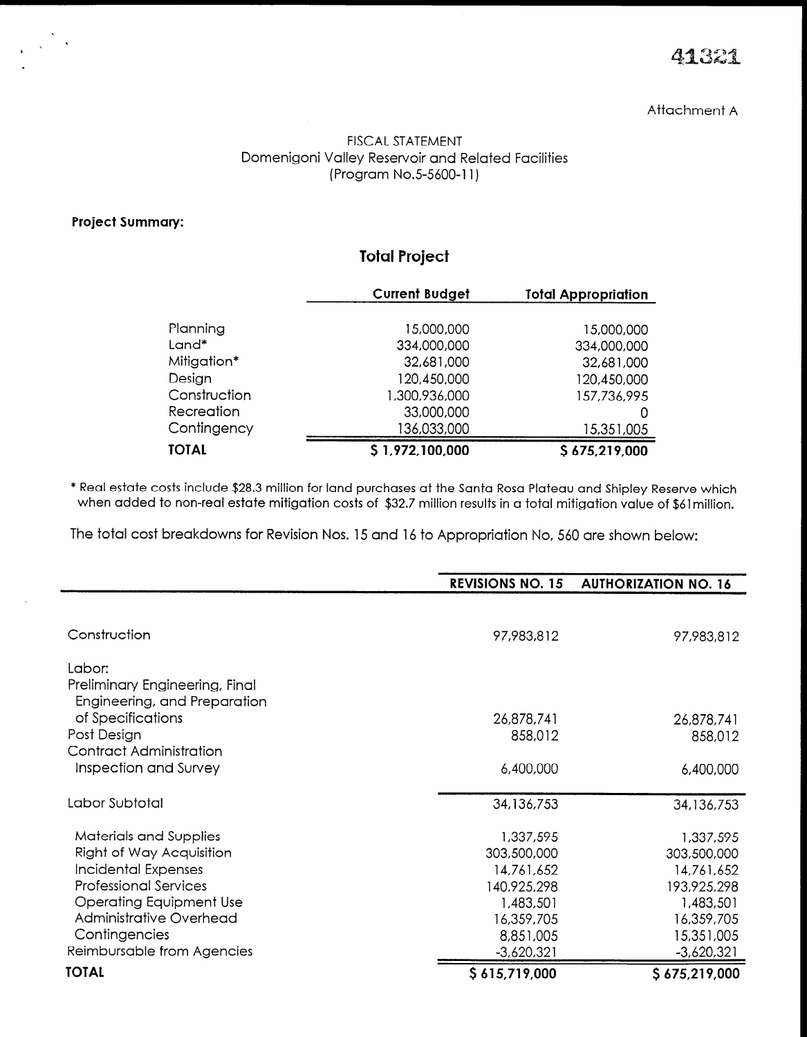41321

Attachment A

FISCAL STATEMENT
Domenigoni Valley Reservoir and Related Facilities
(Program No.5-5600-11)

**Project Summary:**

## Total Project

| | Current Budget | Total Appropriation |
|---|---|---|
| Planning | 15,000,000 | 15,000,000 |
| Land* | 334,000,000 | 334,000,000 |
| Mitigation* | 32,681,000 | 32,681,000 |
| Design | 120,450,000 | 120,450,000 |
| Construction | 1,300,936,000 | 157,736,995 |
| Recreation | 33,000,000 | 0 |
| Contingency | 136,033,000 | 15,351,005 |
| **TOTAL** | **$ 1,972,100,000** | **$ 675,219,000** |

\* Real estate costs include $28.3 million for land purchases at the Santa Rosa Plateau and Shipley Reserve which when added to non-real estate mitigation costs of $32.7 million results in a total mitigation value of $61million.

The total cost breakdowns for Revision Nos. 15 and 16 to Appropriation No, 560 are shown below:

| | REVISIONS NO. 15 | AUTHORIZATION NO. 16 |
|---|---|---|
| Construction | 97,983,812 | 97,983,812 |
| Labor: | | |
| Preliminary Engineering, Final Engineering, and Preparation of Specifications | 26,878,741 | 26,878,741 |
| Post Design | 858,012 | 858,012 |
| Contract Administration Inspection and Survey | 6,400,000 | 6,400,000 |
| Labor Subtotal | 34,136,753 | 34,136,753 |
| Materials and Supplies | 1,337,595 | 1,337,595 |
| Right of Way Acquisition | 303,500,000 | 303,500,000 |
| Incidental Expenses | 14,761,652 | 14,761,652 |
| Professional Services | 140,925,298 | 193,925,298 |
| Operating Equipment Use | 1,483,501 | 1,483,501 |
| Administrative Overhead | 16,359,705 | 16,359,705 |
| Contingencies | 8,851,005 | 15,351,005 |
| Reimbursable from Agencies | -3,620,321 | -3,620,321 |
| **TOTAL** | **$ 615,719,000** | **$ 675,219,000** |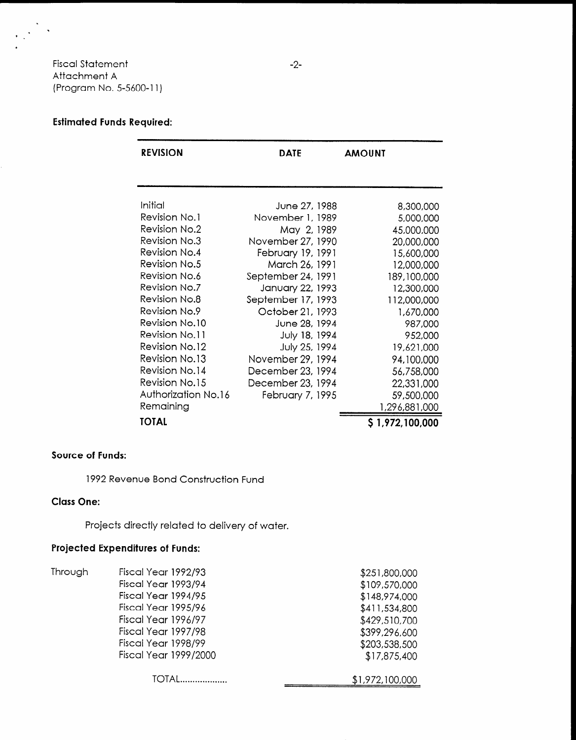Fiscal Statement
Attachment A
(Program No. 5-5600-11)

**Estimated Funds Required:**

| REVISION | DATE | AMOUNT |
|---|---|---|
| Initial | June 27, 1988 | 8,300,000 |
| Revision No.1 | November 1, 1989 | 5,000,000 |
| Revision No.2 | May 2, 1989 | 45,000,000 |
| Revision No.3 | November 27, 1990 | 20,000,000 |
| Revision No.4 | February 19, 1991 | 15,600,000 |
| Revision No.5 | March 26, 1991 | 12,000,000 |
| Revision No.6 | September 24, 1991 | 189,100,000 |
| Revision No.7 | January 22, 1993 | 12,300,000 |
| Revision No.8 | September 17, 1993 | 112,000,000 |
| Revision No.9 | October 21, 1993 | 1,670,000 |
| Revision No.10 | June 28, 1994 | 987,000 |
| Revision No.11 | July 18, 1994 | 952,000 |
| Revision No.12 | July 25, 1994 | 19,621,000 |
| Revision No.13 | November 29, 1994 | 94,100,000 |
| Revision No.14 | December 23, 1994 | 56,758,000 |
| Revision No.15 | December 23, 1994 | 22,331,000 |
| Authorization No.16 | February 7, 1995 | 59,500,000 |
| Remaining | | 1,296,881,000 |
| **TOTAL** | | **$ 1,972,100,000** |

**Source of Funds:**

1992 Revenue Bond Construction Fund

**Class One:**

Projects directly related to delivery of water.

**Projected Expenditures of Funds:**

| | | |
|---|---|---|
| Through | Fiscal Year 1992/93 | $251,800,000 |
| | Fiscal Year 1993/94 | $109,570,000 |
| | Fiscal Year 1994/95 | $148,974,000 |
| | Fiscal Year 1995/96 | $411,534,800 |
| | Fiscal Year 1996/97 | $429,510,700 |
| | Fiscal Year 1997/98 | $399,296,600 |
| | Fiscal Year 1998/99 | $203,538,500 |
| | Fiscal Year 1999/2000 | $17,875,400 |
| | TOTAL.................. | $1,972,100,000 |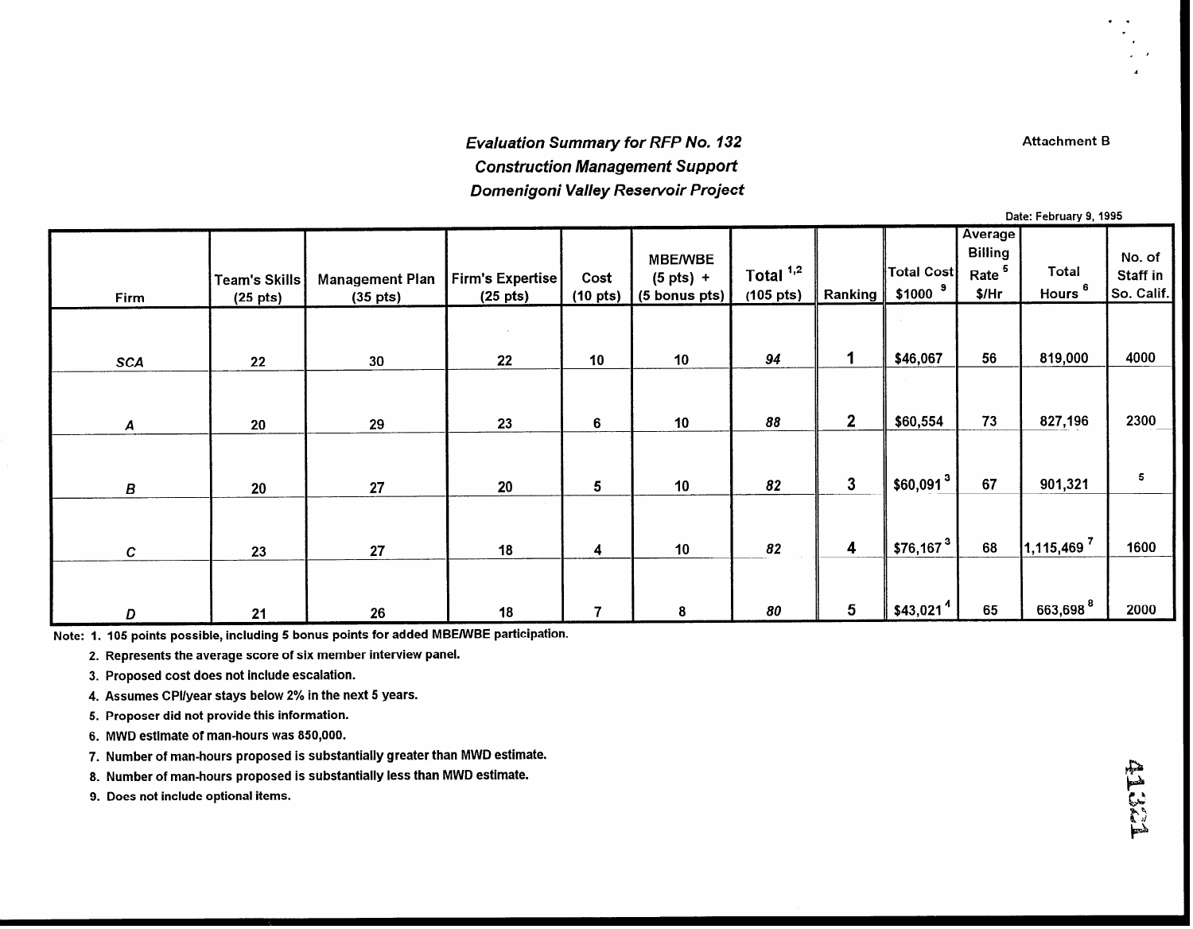Attachment B

## *Evaluation Summary for RFP No. 132*
## *Construction Management Support*
## *Domenigoni Valley Reservoir Project*

Date: February 9, 1995

| Firm | Team's Skills (25 pts) | Management Plan (35 pts) | Firm's Expertise (25 pts) | Cost (10 pts) | MBE/WBE (5 pts) + (5 bonus pts) | Total [1,2] (105 pts) | Ranking | Total Cost $1000 [9] | Average Billing Rate [5] $/Hr | Total Hours [6] | No. of Staff in So. Calif. |
|---|---|---|---|---|---|---|---|---|---|---|---|
| *SCA* | 22 | 30 | 22 | 10 | 10 | *94* | 1 | $46,067 | 56 | 819,000 | 4000 |
| *A* | 20 | 29 | 23 | 6 | 10 | *88* | 2 | $60,554 | 73 | 827,196 | 2300 |
| *B* | 20 | 27 | 20 | 5 | 10 | *82* | 3 | $60,091 [3] | 67 | 901,321 | 5 |
| *C* | 23 | 27 | 18 | 4 | 10 | *82* | 4 | $76,167 [3] | 68 | 1,115,469 [7] | 1600 |
| *D* | 21 | 26 | 18 | 7 | 8 | *80* | 5 | $43,021 [4] | 65 | 663,698 [8] | 2000 |

Note: 1. 105 points possible, including 5 bonus points for added MBE/WBE participation.

2. Represents the average score of six member interview panel.
3. Proposed cost does not include escalation.
4. Assumes CPI/year stays below 2% in the next 5 years.
5. Proposer did not provide this information.
6. MWD estimate of man-hours was 850,000.
7. Number of man-hours proposed is substantially greater than MWD estimate.
8. Number of man-hours proposed is substantially less than MWD estimate.
9. Does not include optional items.

41324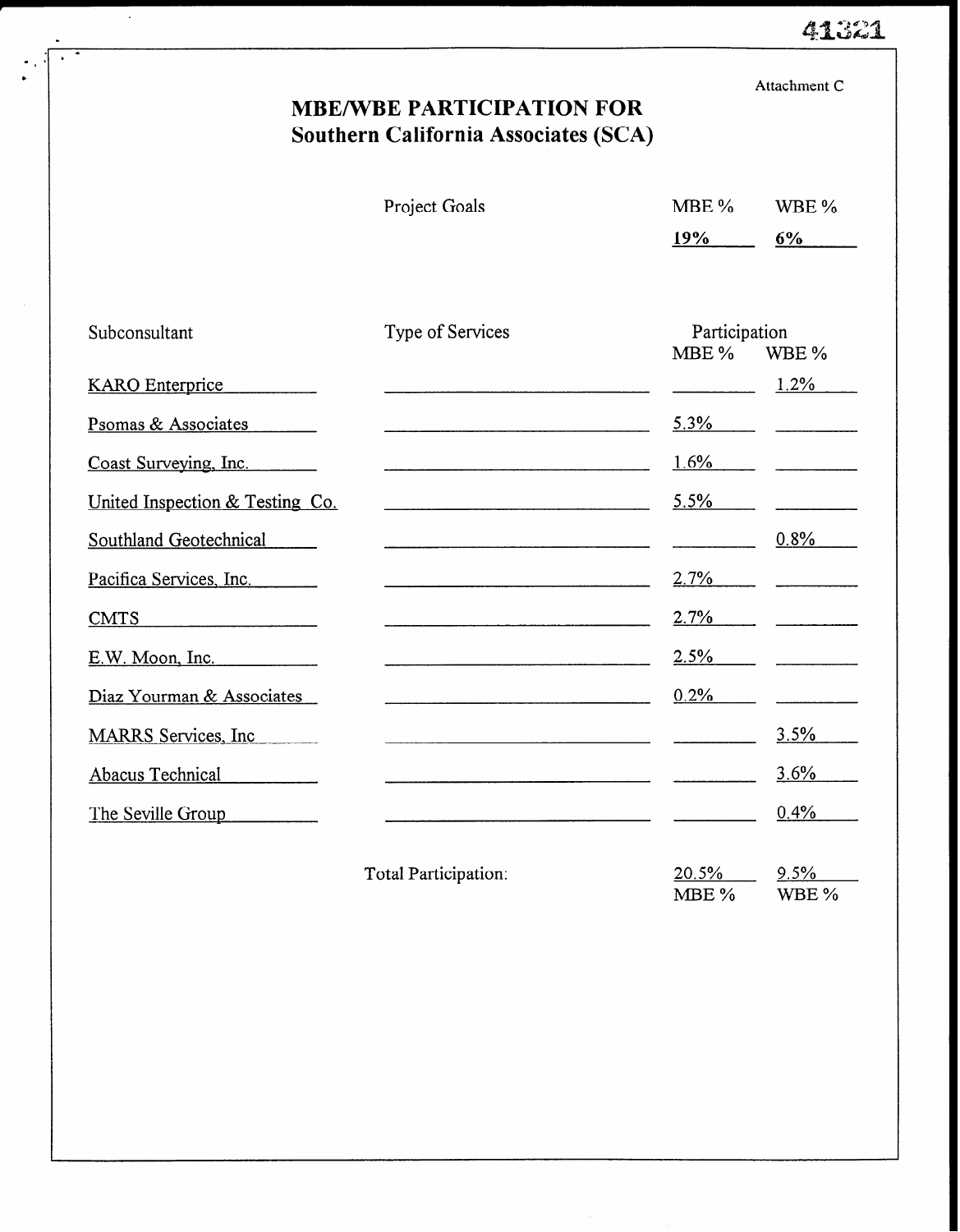Attachment C

# MBE/WBE PARTICIPATION FOR Southern California Associates (SCA)

| | | MBE % | WBE % |
|---|---|---|---|
| | Project Goals | **19%** | **6%** |

| Subconsultant | Type of Services | Participation MBE % | Participation WBE % |
|---|---|---|---|
| KARO Enterprice | | | 1.2% |
| Psomas & Associates | | 5.3% | |
| Coast Surveying, Inc. | | 1.6% | |
| United Inspection & Testing Co. | | 5.5% | |
| Southland Geotechnical | | | 0.8% |
| Pacifica Services, Inc. | | 2.7% | |
| CMTS | | 2.7% | |
| E.W. Moon, Inc. | | 2.5% | |
| Diaz Yourman & Associates | | 0.2% | |
| MARRS Services, Inc | | | 3.5% |
| Abacus Technical | | | 3.6% |
| The Seville Group | | | 0.4% |
| | Total Participation: | 20.5% MBE % | 9.5% WBE % |